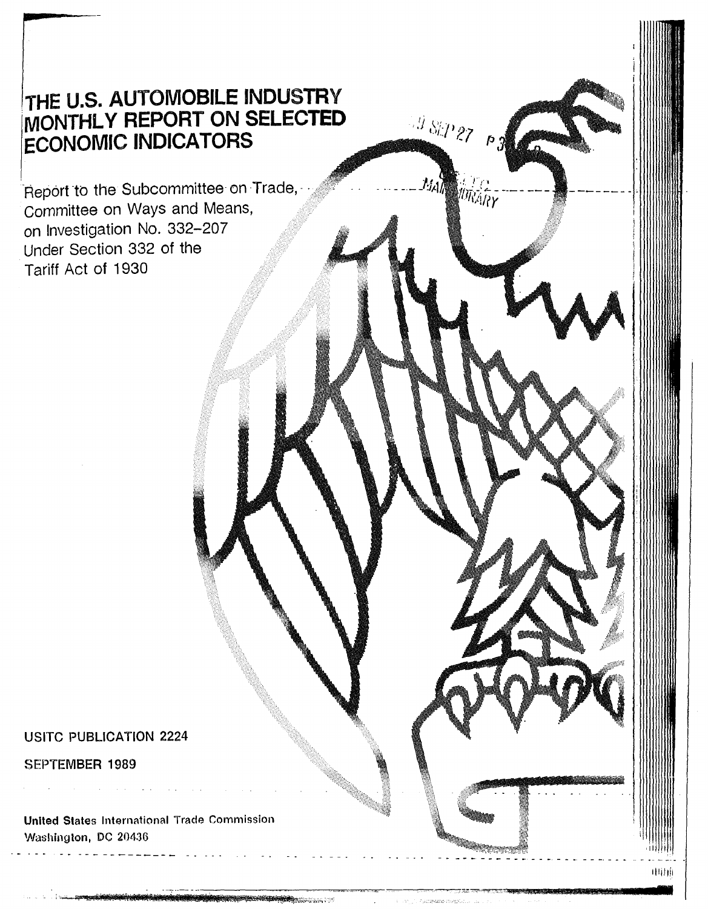# THE U.S. AUTOMOBILE INDUSTRY MONTHLY REPORT ON SELECTED ECONOMIC INDICATORS

Report to the Subcommittee on Trade, Committee on Ways and Means, on Investigation No. 332-207 Under Section 332 of the Tariff Act of 1930

USITC PUBLICATION 2224

SEPTEMBER 1989

**United States International Trade Commission**
Washington, DC 20436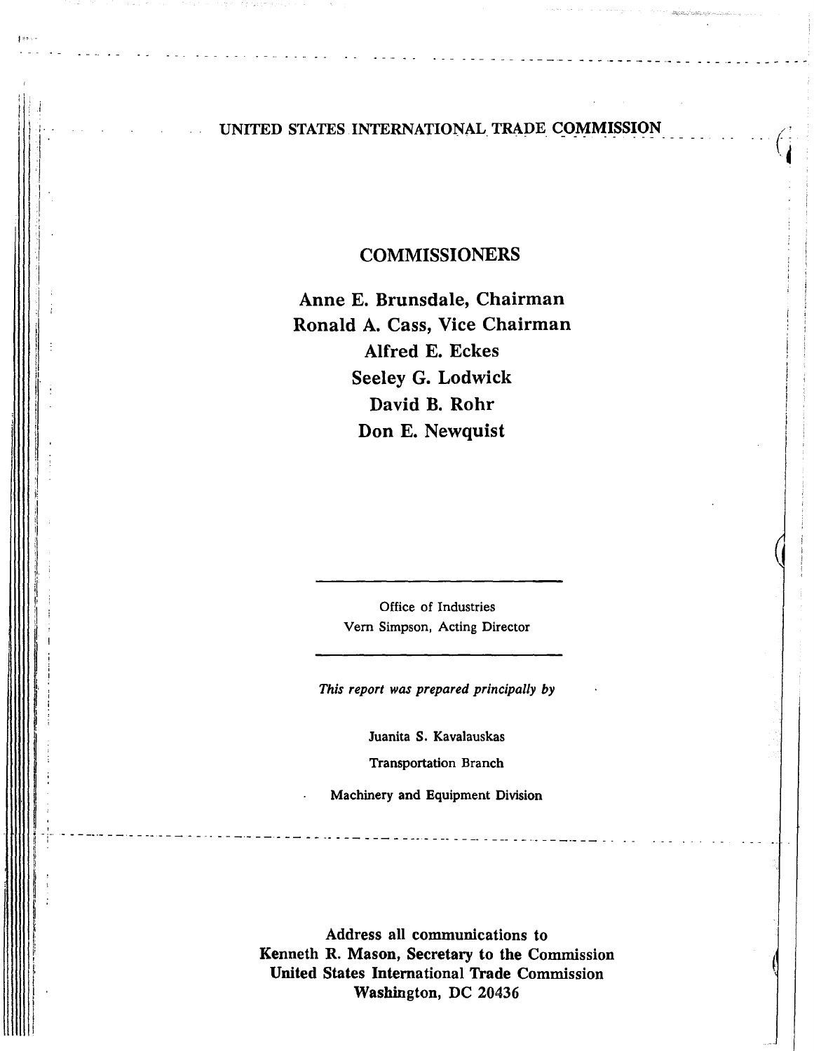# UNITED STATES INTERNATIONAL TRADE COMMISSION

## COMMISSIONERS

**Anne E. Brunsdale, Chairman**
**Ronald A. Cass, Vice Chairman**
**Alfred E. Eckes**
**Seeley G. Lodwick**
**David B. Rohr**
**Don E. Newquist**

---

Office of Industries
Vern Simpson, Acting Director

---

*This report was prepared principally by*

Juanita S. Kavalauskas

Transportation Branch

Machinery and Equipment Division

**Address all communications to**
**Kenneth R. Mason, Secretary to the Commission**
**United States International Trade Commission**
**Washington, DC 20436**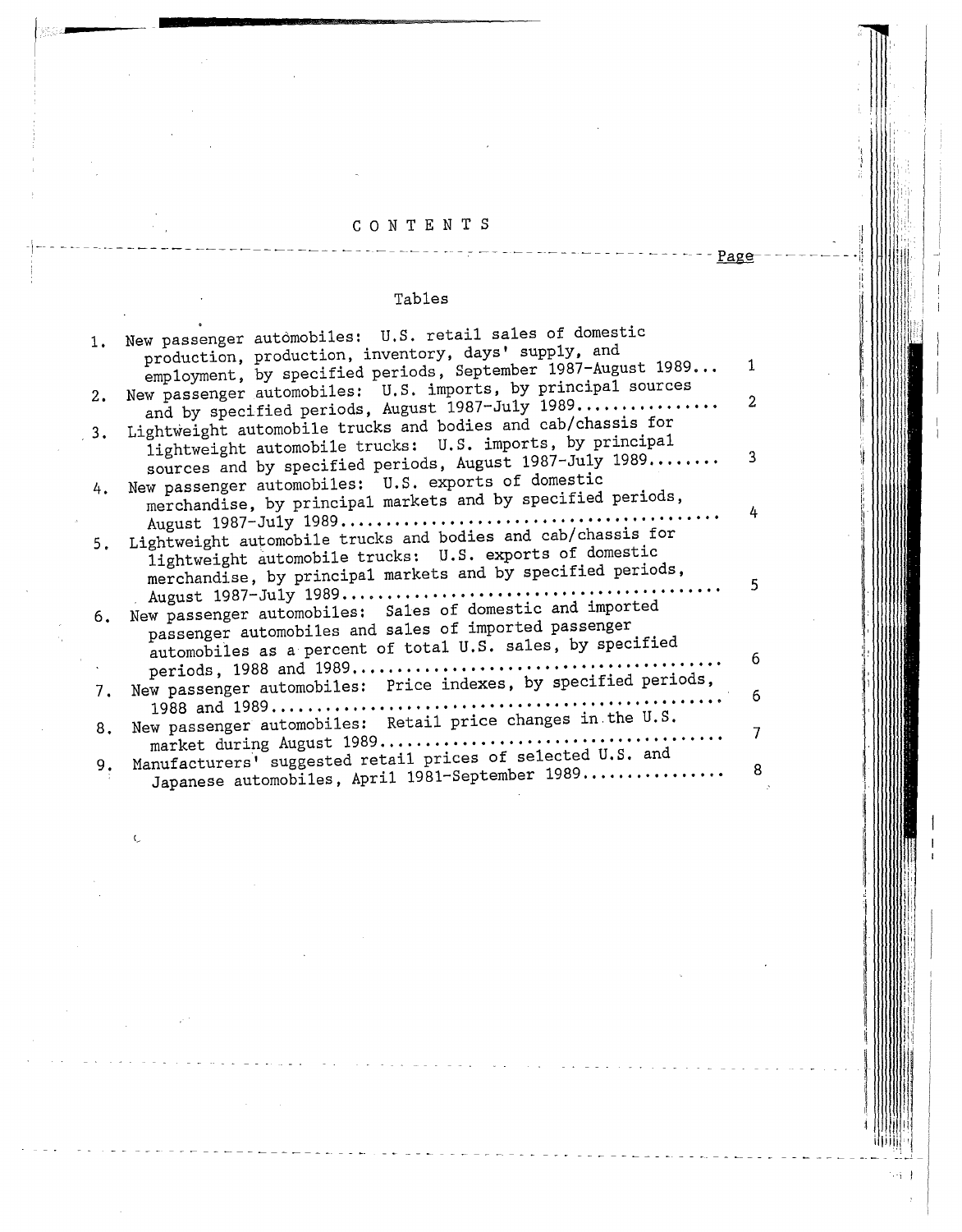# CONTENTS

| | Page |
|---|---|

## Tables

| | | Page |
|---|---|---|
| 1. | New passenger automobiles: U.S. retail sales of domestic production, production, inventory, days' supply, and employment, by specified periods, September 1987-August 1989... | 1 |
| 2. | New passenger automobiles: U.S. imports, by principal sources and by specified periods, August 1987-July 1989............... | 2 |
| 3. | Lightweight automobile trucks and bodies and cab/chassis for lightweight automobile trucks: U.S. imports, by principal sources and by specified periods, August 1987-July 1989........ | 3 |
| 4. | New passenger automobiles: U.S. exports of domestic merchandise, by principal markets and by specified periods, August 1987-July 1989.......................................... | 4 |
| 5. | Lightweight automobile trucks and bodies and cab/chassis for lightweight automobile trucks: U.S. exports of domestic merchandise, by principal markets and by specified periods, August 1987-July 1989.......................................... | 5 |
| 6. | New passenger automobiles: Sales of domestic and imported passenger automobiles and sales of imported passenger automobiles as a percent of total U.S. sales, by specified periods, 1988 and 1989....................................... | 6 |
| 7. | New passenger automobiles: Price indexes, by specified periods, 1988 and 1989................................................ | 6 |
| 8. | New passenger automobiles: Retail price changes in the U.S. market during August 1989...................................... | 7 |
| 9. | Manufacturers' suggested retail prices of selected U.S. and Japanese automobiles, April 1981-September 1989............... | 8 |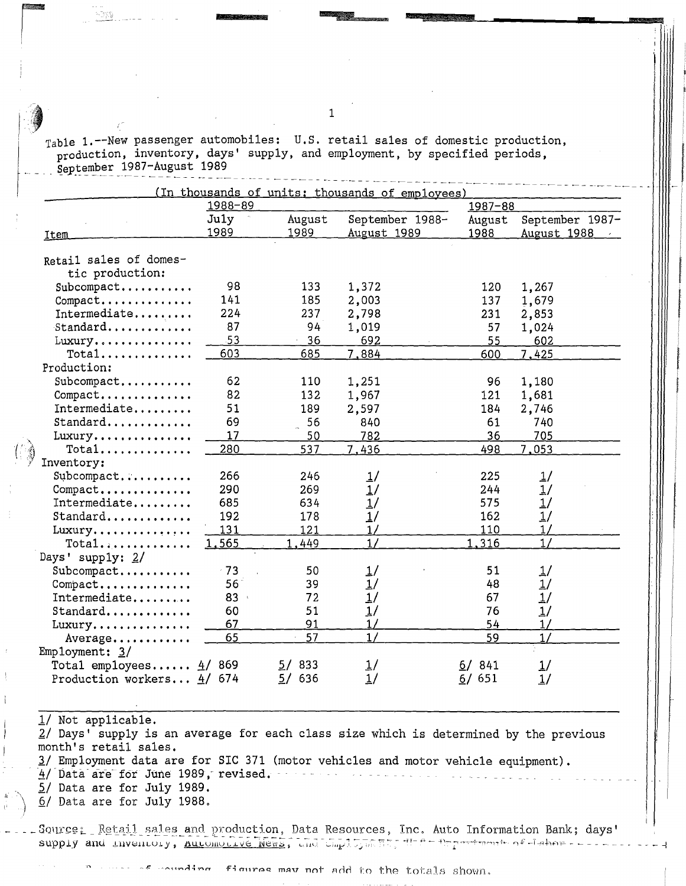Table 1.--New passenger automobiles: U.S. retail sales of domestic production, production, inventory, days' supply, and employment, by specified periods, September 1987-August 1989

(In thousands of units; thousands of employees)

| Item | 1988-89 July 1989 | August 1989 | September 1988-August 1989 | 1987-88 August 1988 | September 1987-August 1988 |
|---|---|---|---|---|---|
| Retail sales of domestic production: | | | | | |
| Subcompact | 98 | 133 | 1,372 | 120 | 1,267 |
| Compact | 141 | 185 | 2,003 | 137 | 1,679 |
| Intermediate | 224 | 237 | 2,798 | 231 | 2,853 |
| Standard | 87 | 94 | 1,019 | 57 | 1,024 |
| Luxury | 53 | 36 | 692 | 55 | 602 |
| Total | 603 | 685 | 7,884 | 600 | 7,425 |
| Production: | | | | | |
| Subcompact | 62 | 110 | 1,251 | 96 | 1,180 |
| Compact | 82 | 132 | 1,967 | 121 | 1,681 |
| Intermediate | 51 | 189 | 2,597 | 184 | 2,746 |
| Standard | 69 | 56 | 840 | 61 | 740 |
| Luxury | 17 | 50 | 782 | 36 | 705 |
| Total | 280 | 537 | 7,436 | 498 | 7,053 |
| Inventory: | | | | | |
| Subcompact | 266 | 246 | 1/ | 225 | 1/ |
| Compact | 290 | 269 | 1/ | 244 | 1/ |
| Intermediate | 685 | 634 | 1/ | 575 | 1/ |
| Standard | 192 | 178 | 1/ | 162 | 1/ |
| Luxury | 131 | 121 | 1/ | 110 | 1/ |
| Total | 1,565 | 1,449 | 1/ | 1,316 | 1/ |
| Days' supply: 2/ | | | | | |
| Subcompact | 73 | 50 | 1/ | 51 | 1/ |
| Compact | 56 | 39 | 1/ | 48 | 1/ |
| Intermediate | 83 | 72 | 1/ | 67 | 1/ |
| Standard | 60 | 51 | 1/ | 76 | 1/ |
| Luxury | 67 | 91 | 1/ | 54 | 1/ |
| Average | 65 | 57 | 1/ | 59 | 1/ |
| Employment: 3/ | | | | | |
| Total employees | 4/ 869 | 5/ 833 | 1/ | 6/ 841 | 1/ |
| Production workers | 4/ 674 | 5/ 636 | 1/ | 6/ 651 | 1/ |

1/ Not applicable.
2/ Days' supply is an average for each class size which is determined by the previous month's retail sales.
3/ Employment data are for SIC 371 (motor vehicles and motor vehicle equipment).
4/ Data are for June 1989, revised.
5/ Data are for July 1989.
6/ Data are for July 1988.

Source: Retail sales and production, Data Resources, Inc. Auto Information Bank; days' supply and inventory, Automotive News, and employment, U.S. Department of Labor.

Because of rounding, figures may not add to the totals shown.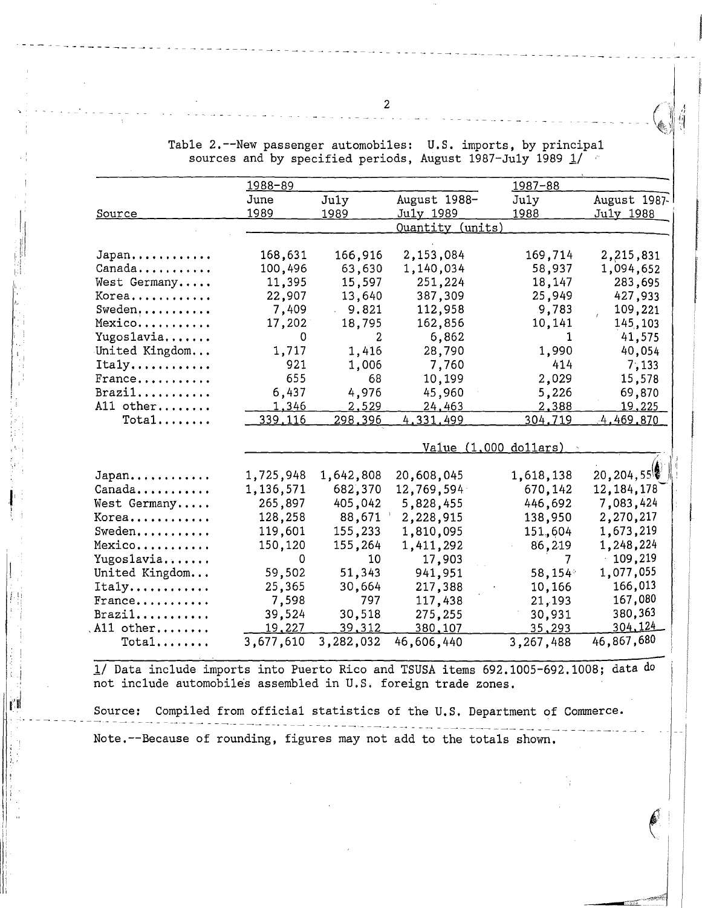Table 2.--New passenger automobiles: U.S. imports, by principal sources and by specified periods, August 1987-July 1989 1/

| Source | 1988-89 June 1989 | July 1989 | August 1988-July 1989 | 1987-88 July 1988 | August 1987-July 1988 |
|---|---|---|---|---|---|
| | Quantity (units) | | | | |
| Japan | 168,631 | 166,916 | 2,153,084 | 169,714 | 2,215,831 |
| Canada | 100,496 | 63,630 | 1,140,034 | 58,937 | 1,094,652 |
| West Germany | 11,395 | 15,597 | 251,224 | 18,147 | 283,695 |
| Korea | 22,907 | 13,640 | 387,309 | 25,949 | 427,933 |
| Sweden | 7,409 | 9,821 | 112,958 | 9,783 | 109,221 |
| Mexico | 17,202 | 18,795 | 162,856 | 10,141 | 145,103 |
| Yugoslavia | 0 | 2 | 6,862 | 1 | 41,575 |
| United Kingdom | 1,717 | 1,416 | 28,790 | 1,990 | 40,054 |
| Italy | 921 | 1,006 | 7,760 | 414 | 7,133 |
| France | 655 | 68 | 10,199 | 2,029 | 15,578 |
| Brazil | 6,437 | 4,976 | 45,960 | 5,226 | 69,870 |
| All other | 1,346 | 2,529 | 24,463 | 2,388 | 19,225 |
| Total | 339,116 | 298,396 | 4,331,499 | 304,719 | 4,469,870 |
| | Value (1,000 dollars) | | | | |
| Japan | 1,725,948 | 1,642,808 | 20,608,045 | 1,618,138 | 20,204,55? |
| Canada | 1,136,571 | 682,370 | 12,769,594 | 670,142 | 12,184,178 |
| West Germany | 265,897 | 405,042 | 5,828,455 | 446,692 | 7,083,424 |
| Korea | 128,258 | 88,671 | 2,228,915 | 138,950 | 2,270,217 |
| Sweden | 119,601 | 155,233 | 1,810,095 | 151,604 | 1,673,219 |
| Mexico | 150,120 | 155,264 | 1,411,292 | 86,219 | 1,248,224 |
| Yugoslavia | 0 | 10 | 17,903 | 7 | 109,219 |
| United Kingdom | 59,502 | 51,343 | 941,951 | 58,154 | 1,077,055 |
| Italy | 25,365 | 30,664 | 217,388 | 10,166 | 166,013 |
| France | 7,598 | 797 | 117,438 | 21,193 | 167,080 |
| Brazil | 39,524 | 30,518 | 275,255 | 30,931 | 380,363 |
| All other | 19,227 | 39,312 | 380,107 | 35,293 | 304,124 |
| Total | 3,677,610 | 3,282,032 | 46,606,440 | 3,267,488 | 46,867,680 |

1/ Data include imports into Puerto Rico and TSUSA items 692.1005-692.1008; data do not include automobiles assembled in U.S. foreign trade zones.

Source: Compiled from official statistics of the U.S. Department of Commerce.

Note.--Because of rounding, figures may not add to the totals shown.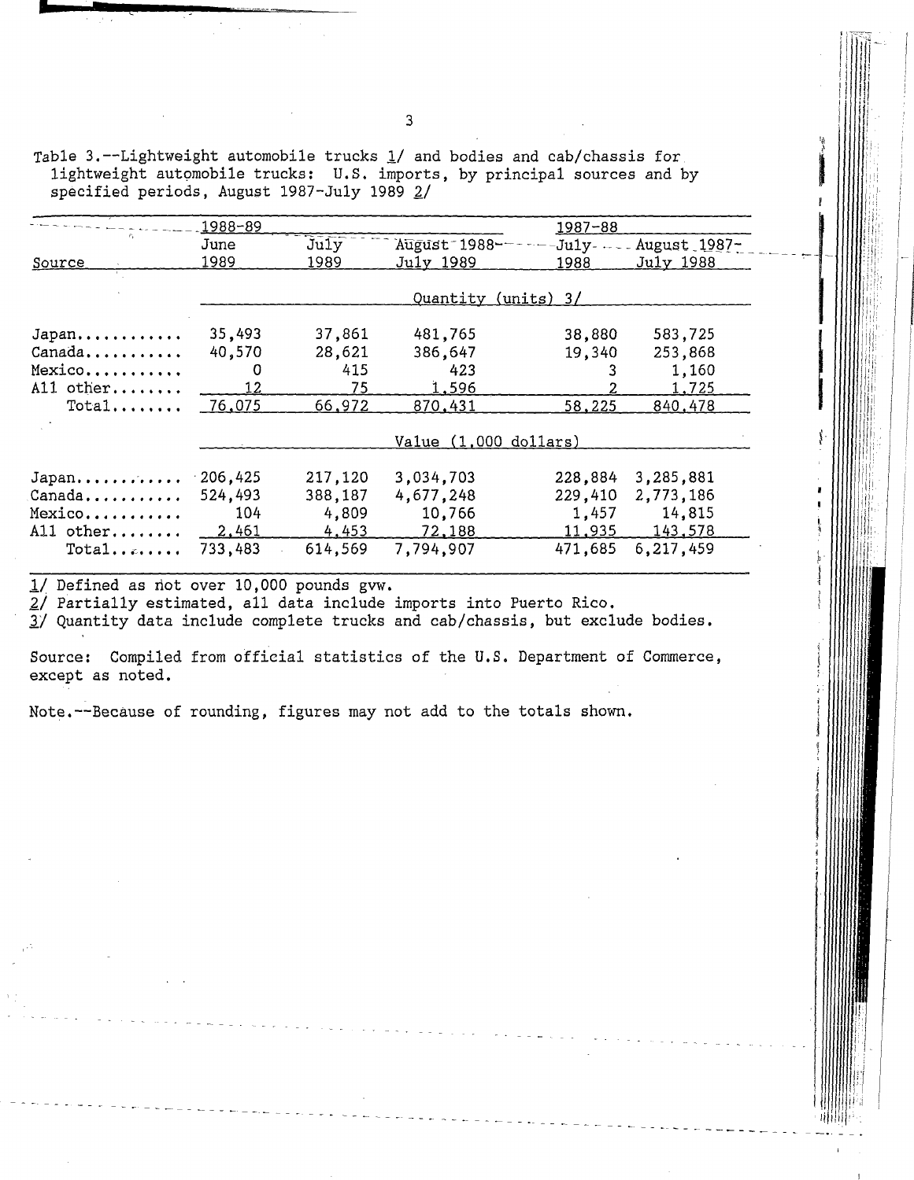Table 3.--Lightweight automobile trucks 1/ and bodies and cab/chassis for lightweight automobile trucks: U.S. imports, by principal sources and by specified periods, August 1987-July 1989 2/

| Source | 1988-89 | | | 1987-88 | |
|---|---|---|---|---|---|
| | June 1989 | July 1989 | August 1988-July 1989 | July 1988 | August 1987-July 1988 |
| | Quantity (units) 3/ | | | | |
| Japan | 35,493 | 37,861 | 481,765 | 38,880 | 583,725 |
| Canada | 40,570 | 28,621 | 386,647 | 19,340 | 253,868 |
| Mexico | 0 | 415 | 423 | 3 | 1,160 |
| All other | 12 | 75 | 1,596 | 2 | 1,725 |
| Total | 76,075 | 66,972 | 870,431 | 58,225 | 840,478 |
| | Value (1,000 dollars) | | | | |
| Japan | 206,425 | 217,120 | 3,034,703 | 228,884 | 3,285,881 |
| Canada | 524,493 | 388,187 | 4,677,248 | 229,410 | 2,773,186 |
| Mexico | 104 | 4,809 | 10,766 | 1,457 | 14,815 |
| All other | 2,461 | 4,453 | 72,188 | 11,935 | 143,578 |
| Total | 733,483 | 614,569 | 7,794,907 | 471,685 | 6,217,459 |

1/ Defined as not over 10,000 pounds gvw.
2/ Partially estimated, all data include imports into Puerto Rico.
3/ Quantity data include complete trucks and cab/chassis, but exclude bodies.

Source: Compiled from official statistics of the U.S. Department of Commerce, except as noted.

Note.--Because of rounding, figures may not add to the totals shown.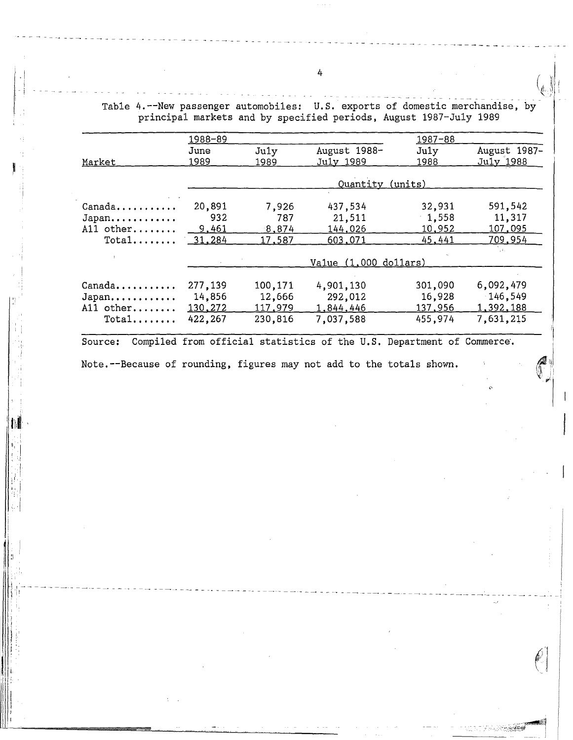Table 4.--New passenger automobiles: U.S. exports of domestic merchandise, by principal markets and by specified periods, August 1987-July 1989

| Market | 1988-89 June 1989 | July 1989 | August 1988-July 1989 | 1987-88 July 1988 | August 1987-July 1988 |
|---|---|---|---|---|---|
| | Quantity (units) | | | | |
| Canada | 20,891 | 7,926 | 437,534 | 32,931 | 591,542 |
| Japan | 932 | 787 | 21,511 | 1,558 | 11,317 |
| All other | 9,461 | 8,874 | 144,026 | 10,952 | 107,095 |
| Total | 31,284 | 17,587 | 603,071 | 45,441 | 709,954 |
| | Value (1,000 dollars) | | | | |
| Canada | 277,139 | 100,171 | 4,901,130 | 301,090 | 6,092,479 |
| Japan | 14,856 | 12,666 | 292,012 | 16,928 | 146,549 |
| All other | 130,272 | 117,979 | 1,844,446 | 137,956 | 1,392,188 |
| Total | 422,267 | 230,816 | 7,037,588 | 455,974 | 7,631,215 |

Source: Compiled from official statistics of the U.S. Department of Commerce.

Note.--Because of rounding, figures may not add to the totals shown.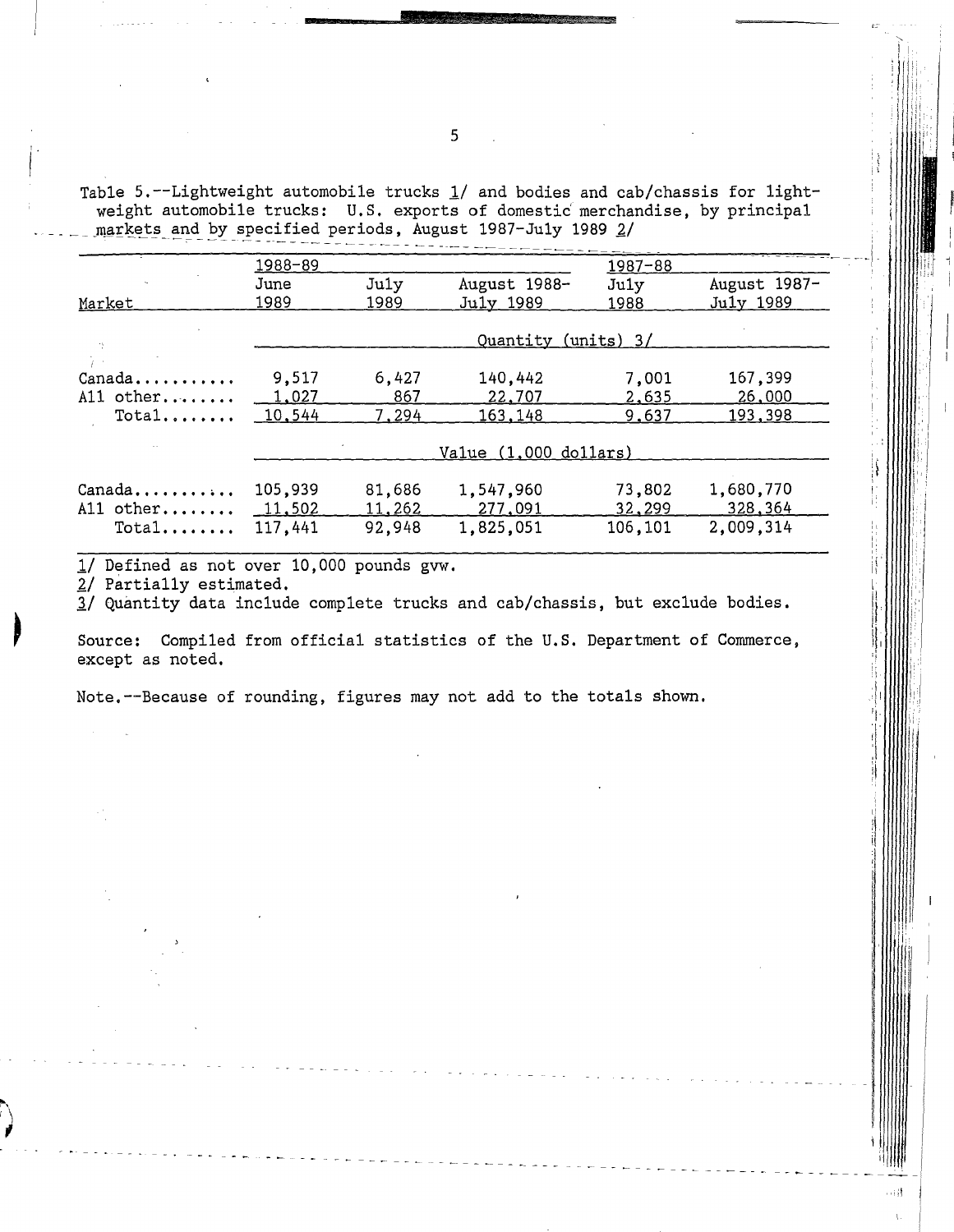Table 5.--Lightweight automobile trucks 1/ and bodies and cab/chassis for lightweight automobile trucks: U.S. exports of domestic merchandise, by principal markets and by specified periods, August 1987-July 1989 2/

| Market | 1988-89 June 1989 | July 1989 | August 1988-July 1989 | 1987-88 July 1988 | August 1987-July 1989 |
|---|---|---|---|---|---|
| | Quantity (units) 3/ | | | | |
| Canada | 9,517 | 6,427 | 140,442 | 7,001 | 167,399 |
| All other | 1,027 | 867 | 22,707 | 2,635 | 26,000 |
| Total | 10,544 | 7,294 | 163,148 | 9,637 | 193,398 |
| | Value (1,000 dollars) | | | | |
| Canada | 105,939 | 81,686 | 1,547,960 | 73,802 | 1,680,770 |
| All other | 11,502 | 11,262 | 277,091 | 32,299 | 328,364 |
| Total | 117,441 | 92,948 | 1,825,051 | 106,101 | 2,009,314 |

1/ Defined as not over 10,000 pounds gvw.
2/ Partially estimated.
3/ Quantity data include complete trucks and cab/chassis, but exclude bodies.

Source: Compiled from official statistics of the U.S. Department of Commerce, except as noted.

Note.--Because of rounding, figures may not add to the totals shown.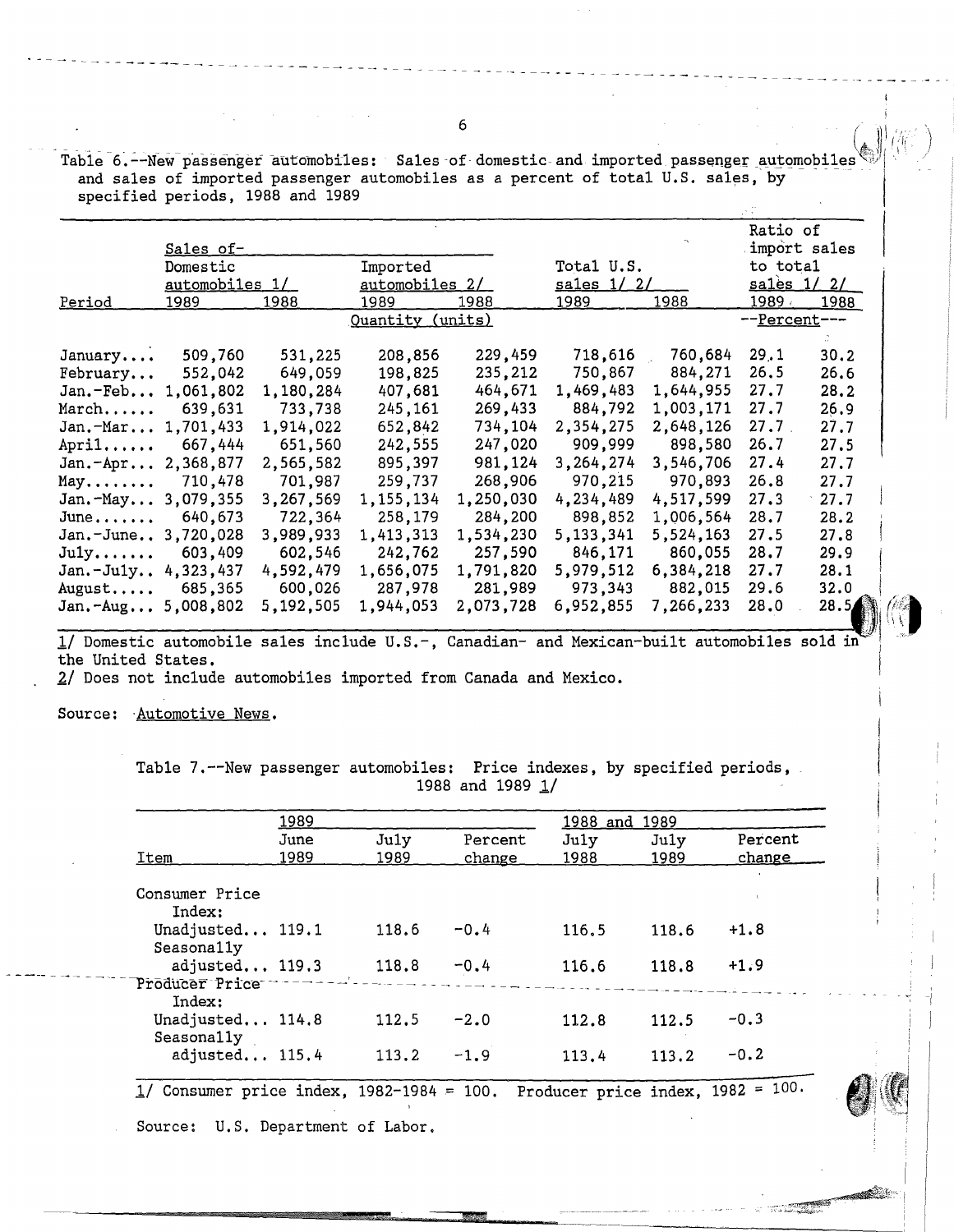Table 6.--New passenger automobiles: Sales of domestic and imported passenger automobiles and sales of imported passenger automobiles as a percent of total U.S. sales, by specified periods, 1988 and 1989

| Period | Sales of- Domestic automobiles 1/ 1989 | 1988 | Imported automobiles 2/ 1989 | 1988 | Total U.S. sales 1/ 2/ 1989 | 1988 | Ratio of import sales to total sales 1/ 2/ 1989 | 1988 |
|---|---|---|---|---|---|---|---|---|
| | Quantity (units) | | | | | | --Percent--- | |
| January.... | 509,760 | 531,225 | 208,856 | 229,459 | 718,616 | 760,684 | 29.1 | 30.2 |
| February... | 552,042 | 649,059 | 198,825 | 235,212 | 750,867 | 884,271 | 26.5 | 26.6 |
| Jan.-Feb... | 1,061,802 | 1,180,284 | 407,681 | 464,671 | 1,469,483 | 1,644,955 | 27.7 | 28.2 |
| March...... | 639,631 | 733,738 | 245,161 | 269,433 | 884,792 | 1,003,171 | 27.7 | 26.9 |
| Jan.-Mar... | 1,701,433 | 1,914,022 | 652,842 | 734,104 | 2,354,275 | 2,648,126 | 27.7 | 27.7 |
| April...... | 667,444 | 651,560 | 242,555 | 247,020 | 909,999 | 898,580 | 26.7 | 27.5 |
| Jan.-Apr... | 2,368,877 | 2,565,582 | 895,397 | 981,124 | 3,264,274 | 3,546,706 | 27.4 | 27.7 |
| May........ | 710,478 | 701,987 | 259,737 | 268,906 | 970,215 | 970,893 | 26.8 | 27.7 |
| Jan.-May... | 3,079,355 | 3,267,569 | 1,155,134 | 1,250,030 | 4,234,489 | 4,517,599 | 27.3 | 27.7 |
| June....... | 640,673 | 722,364 | 258,179 | 284,200 | 898,852 | 1,006,564 | 28.7 | 28.2 |
| Jan.-June.. | 3,720,028 | 3,989,933 | 1,413,313 | 1,534,230 | 5,133,341 | 5,524,163 | 27.5 | 27.8 |
| July....... | 603,409 | 602,546 | 242,762 | 257,590 | 846,171 | 860,055 | 28.7 | 29.9 |
| Jan.-July.. | 4,323,437 | 4,592,479 | 1,656,075 | 1,791,820 | 5,979,512 | 6,384,218 | 27.7 | 28.1 |
| August..... | 685,365 | 600,026 | 287,978 | 281,989 | 973,343 | 882,015 | 29.6 | 32.0 |
| Jan.-Aug... | 5,008,802 | 5,192,505 | 1,944,053 | 2,073,728 | 6,952,855 | 7,266,233 | 28.0 | 28.5 |

1/ Domestic automobile sales include U.S.-, Canadian- and Mexican-built automobiles sold in the United States.
2/ Does not include automobiles imported from Canada and Mexico.

Source: Automotive News.

Table 7.--New passenger automobiles: Price indexes, by specified periods, 1988 and 1989 1/

| Item | 1989 June 1989 | July 1989 | Percent change | 1988 and 1989 July 1988 | July 1989 | Percent change |
|---|---|---|---|---|---|---|
| Consumer Price Index: | | | | | | |
| Unadjusted... | 119.1 | 118.6 | -0.4 | 116.5 | 118.6 | +1.8 |
| Seasonally adjusted... | 119.3 | 118.8 | -0.4 | 116.6 | 118.8 | +1.9 |
| Producer Price Index: | | | | | | |
| Unadjusted... | 114.8 | 112.5 | -2.0 | 112.8 | 112.5 | -0.3 |
| Seasonally adjusted... | 115.4 | 113.2 | -1.9 | 113.4 | 113.2 | -0.2 |

1/ Consumer price index, 1982-1984 = 100. Producer price index, 1982 = 100.

Source: U.S. Department of Labor.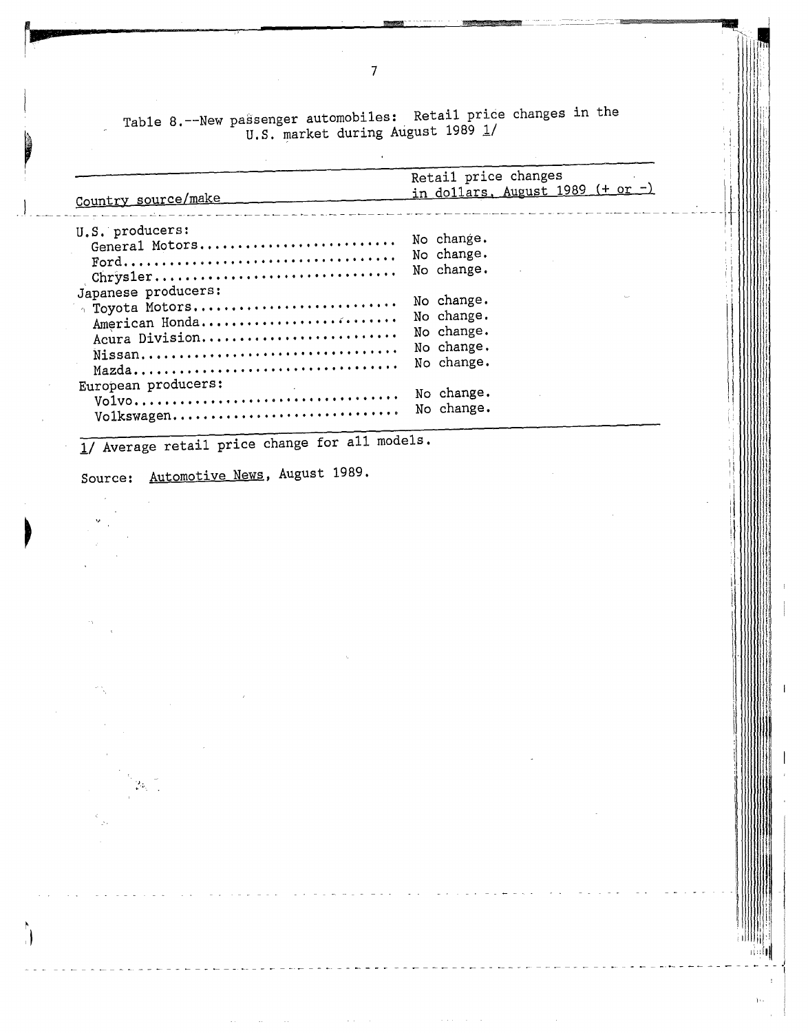Table 8.--New passenger automobiles: Retail price changes in the U.S. market during August 1989 1/

| Country source/make | Retail price changes in dollars, August 1989 (+ or -) |
|---|---|
| U.S. producers: | |
| General Motors | No change. |
| Ford | No change. |
| Chrysler | No change. |
| Japanese producers: | |
| Toyota Motors | No change. |
| American Honda | No change. |
| Acura Division | No change. |
| Nissan | No change. |
| Mazda | No change. |
| European producers: | |
| Volvo | No change. |
| Volkswagen | No change. |

1/ Average retail price change for all models.

Source: Automotive News, August 1989.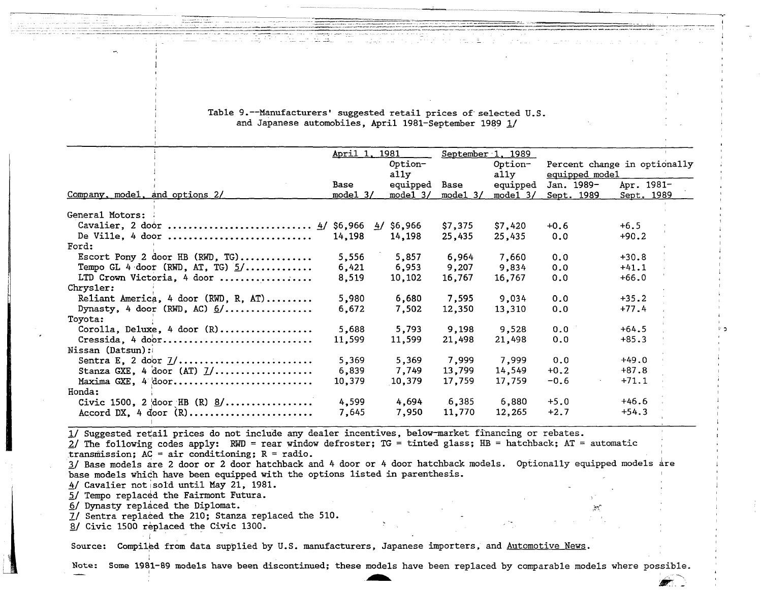Table 9.--Manufacturers' suggested retail prices of selected U.S. and Japanese automobiles, April 1981-September 1989 1/

| Company, model, and options 2/ | April 1, 1981 | | September 1, 1989 | | Percent change in optionally equipped model | |
|---|---|---|---|---|---|---|
| | Base model 3/ | Optionally equipped model 3/ | Base model 3/ | Optionally equipped model 3/ | Jan. 1989-Sept. 1989 | Apr. 1981-Sept. 1989 |
| General Motors: | | | | | | |
| Cavalier, 2 door | 4/ $6,966 | 4/ $6,966 | $7,375 | $7,420 | +0.6 | +6.5 |
| De Ville, 4 door | 14,198 | 14,198 | 25,435 | 25,435 | 0.0 | +90.2 |
| Ford: | | | | | | |
| Escort Pony 2 door HB (RWD, TG) | 5,556 | 5,857 | 6,964 | 7,660 | 0.0 | +30.8 |
| Tempo GL 4 door (RWD, AT, TG) 5/ | 6,421 | 6,953 | 9,207 | 9,834 | 0.0 | +41.1 |
| LTD Crown Victoria, 4 door | 8,519 | 10,102 | 16,767 | 16,767 | 0.0 | +66.0 |
| Chrysler: | | | | | | |
| Reliant America, 4 door (RWD, R, AT) | 5,980 | 6,680 | 7,595 | 9,034 | 0.0 | +35.2 |
| Dynasty, 4 door (RWD, AC) 6/ | 6,672 | 7,502 | 12,350 | 13,310 | 0.0 | +77.4 |
| Toyota: | | | | | | |
| Corolla, Deluxe, 4 door (R) | 5,688 | 5,793 | 9,198 | 9,528 | 0.0 | +64.5 |
| Cressida, 4 door | 11,599 | 11,599 | 21,498 | 21,498 | 0.0 | +85.3 |
| Nissan (Datsun): | | | | | | |
| Sentra E, 2 door 7/ | 5,369 | 5,369 | 7,999 | 7,999 | 0.0 | +49.0 |
| Stanza GXE, 4 door (AT) 7/ | 6,839 | 7,749 | 13,799 | 14,549 | +0.2 | +87.8 |
| Maxima GXE, 4 door | 10,379 | 10,379 | 17,759 | 17,759 | -0.6 | +71.1 |
| Honda: | | | | | | |
| Civic 1500, 2 door HB (R) 8/ | 4,599 | 4,694 | 6,385 | 6,880 | +5.0 | +46.6 |
| Accord DX, 4 door (R) | 7,645 | 7,950 | 11,770 | 12,265 | +2.7 | +54.3 |

1/ Suggested retail prices do not include any dealer incentives, below-market financing or rebates.
2/ The following codes apply: RWD = rear window defroster; TG = tinted glass; HB = hatchback; AT = automatic transmission; AC = air conditioning; R = radio.
3/ Base models are 2 door or 2 door hatchback and 4 door or 4 door hatchback models. Optionally equipped models are base models which have been equipped with the options listed in parenthesis.
4/ Cavalier not sold until May 21, 1981.
5/ Tempo replaced the Fairmont Futura.
6/ Dynasty replaced the Diplomat.
7/ Sentra replaced the 210; Stanza replaced the 510.
8/ Civic 1500 replaced the Civic 1300.

Source: Compiled from data supplied by U.S. manufacturers, Japanese importers, and Automotive News.

Note: Some 1981-89 models have been discontinued; these models have been replaced by comparable models where possible.